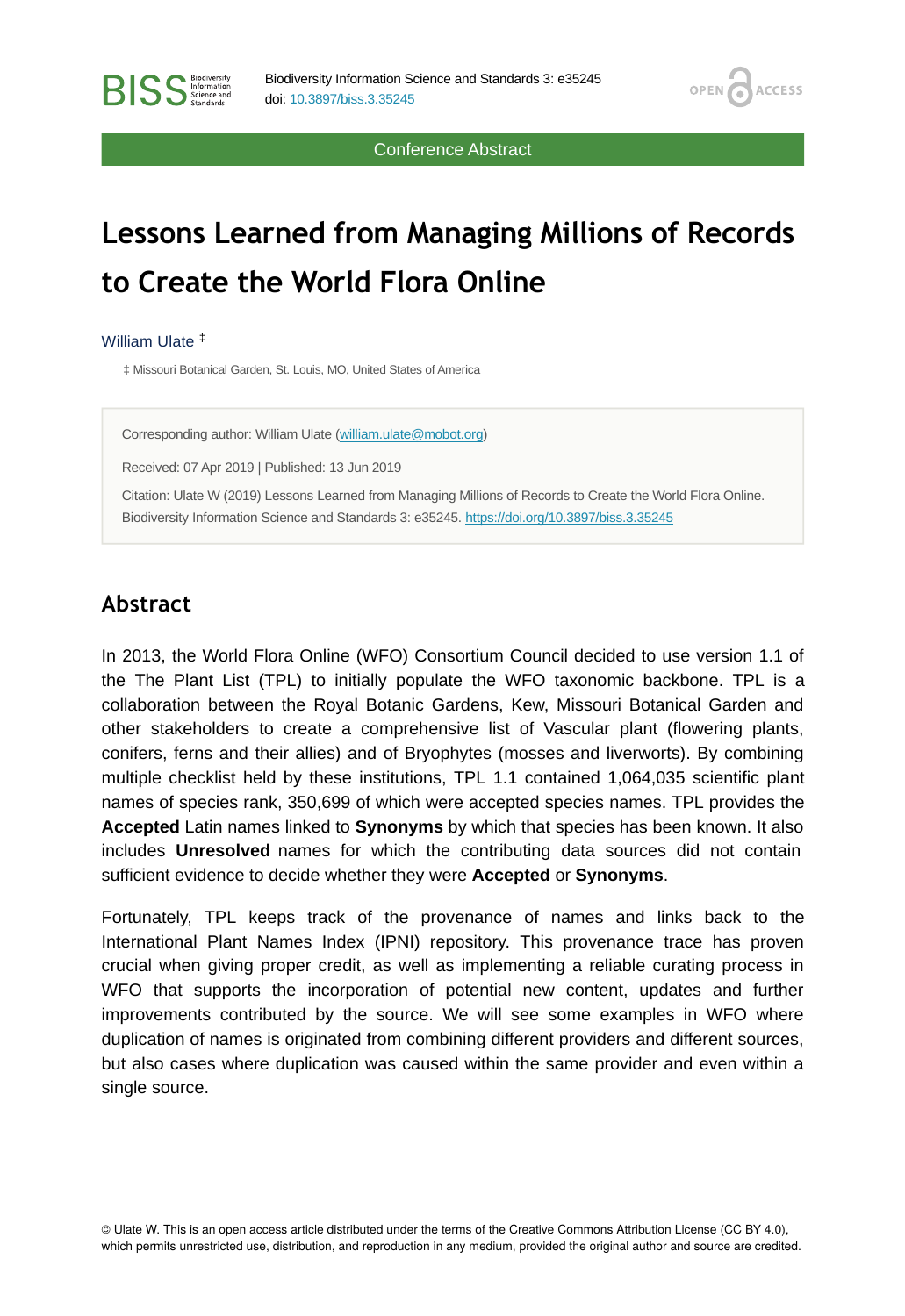Conference Abstract

# Lessons Learned from Managing Millions of Records to Create the World Flora Online

William Ulate [‡]

‡ Missouri Botanical Garden, St. Louis, MO, United States of America

Corresponding author: William Ulate (william.ulate@mobot.org)

Received: 07 Apr 2019 | Published: 13 Jun 2019

Citation: Ulate W (2019) Lessons Learned from Managing Millions of Records to Create the World Flora Online. Biodiversity Information Science and Standards 3: e35245. https://doi.org/10.3897/biss.3.35245

## Abstract

In 2013, the World Flora Online (WFO) Consortium Council decided to use version 1.1 of the The Plant List (TPL) to initially populate the WFO taxonomic backbone. TPL is a collaboration between the Royal Botanic Gardens, Kew, Missouri Botanical Garden and other stakeholders to create a comprehensive list of Vascular plant (flowering plants, conifers, ferns and their allies) and of Bryophytes (mosses and liverworts). By combining multiple checklist held by these institutions, TPL 1.1 contained 1,064,035 scientific plant names of species rank, 350,699 of which were accepted species names. TPL provides the **Accepted** Latin names linked to **Synonyms** by which that species has been known. It also includes **Unresolved** names for which the contributing data sources did not contain sufficient evidence to decide whether they were **Accepted** or **Synonyms**.

Fortunately, TPL keeps track of the provenance of names and links back to the International Plant Names Index (IPNI) repository. This provenance trace has proven crucial when giving proper credit, as well as implementing a reliable curating process in WFO that supports the incorporation of potential new content, updates and further improvements contributed by the source. We will see some examples in WFO where duplication of names is originated from combining different providers and different sources, but also cases where duplication was caused within the same provider and even within a single source.

© Ulate W. This is an open access article distributed under the terms of the Creative Commons Attribution License (CC BY 4.0), which permits unrestricted use, distribution, and reproduction in any medium, provided the original author and source are credited.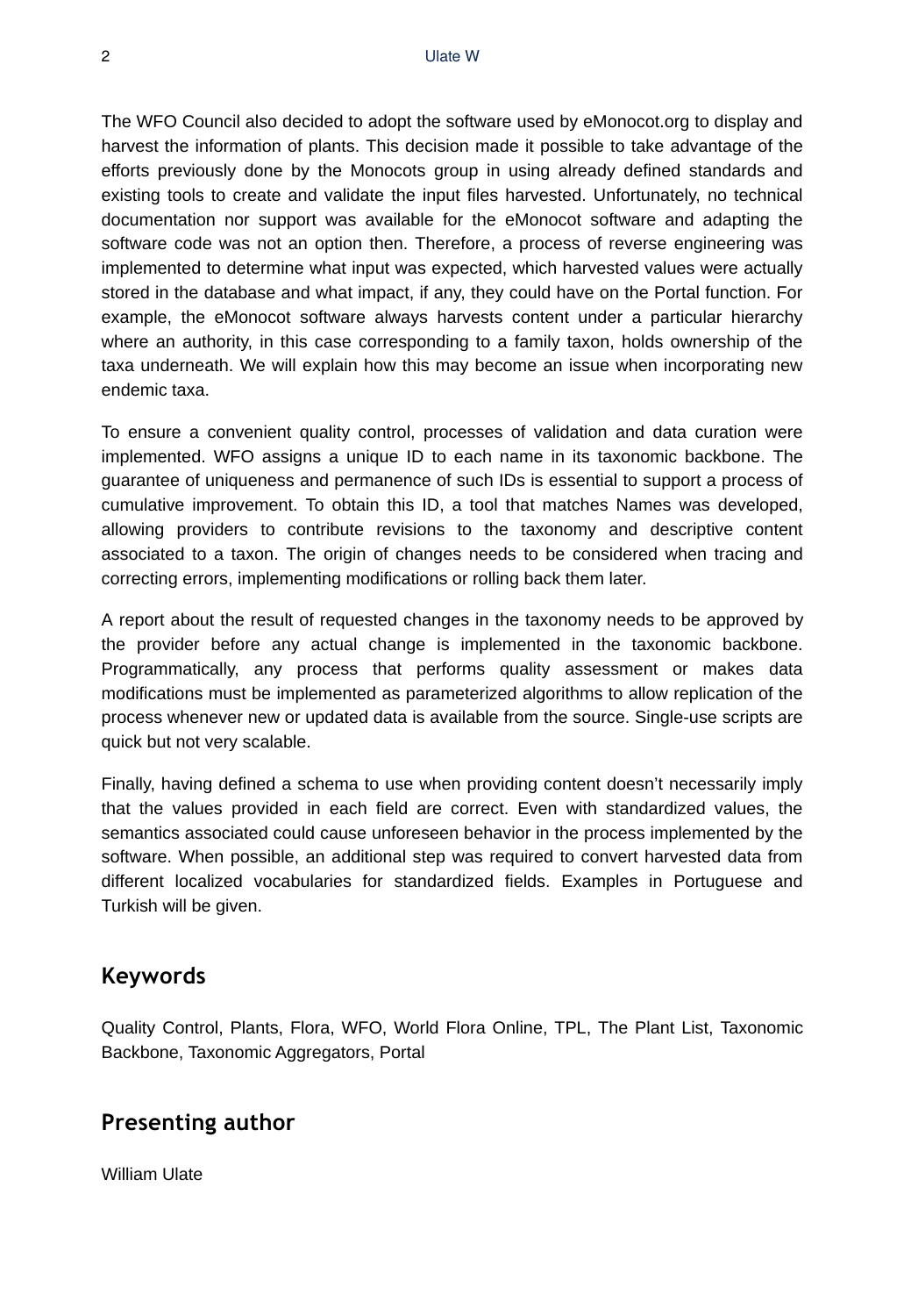The WFO Council also decided to adopt the software used by eMonocot.org to display and harvest the information of plants. This decision made it possible to take advantage of the efforts previously done by the Monocots group in using already defined standards and existing tools to create and validate the input files harvested. Unfortunately, no technical documentation nor support was available for the eMonocot software and adapting the software code was not an option then. Therefore, a process of reverse engineering was implemented to determine what input was expected, which harvested values were actually stored in the database and what impact, if any, they could have on the Portal function. For example, the eMonocot software always harvests content under a particular hierarchy where an authority, in this case corresponding to a family taxon, holds ownership of the taxa underneath. We will explain how this may become an issue when incorporating new endemic taxa.

To ensure a convenient quality control, processes of validation and data curation were implemented. WFO assigns a unique ID to each name in its taxonomic backbone. The guarantee of uniqueness and permanence of such IDs is essential to support a process of cumulative improvement. To obtain this ID, a tool that matches Names was developed, allowing providers to contribute revisions to the taxonomy and descriptive content associated to a taxon. The origin of changes needs to be considered when tracing and correcting errors, implementing modifications or rolling back them later.

A report about the result of requested changes in the taxonomy needs to be approved by the provider before any actual change is implemented in the taxonomic backbone. Programmatically, any process that performs quality assessment or makes data modifications must be implemented as parameterized algorithms to allow replication of the process whenever new or updated data is available from the source. Single-use scripts are quick but not very scalable.

Finally, having defined a schema to use when providing content doesn't necessarily imply that the values provided in each field are correct. Even with standardized values, the semantics associated could cause unforeseen behavior in the process implemented by the software. When possible, an additional step was required to convert harvested data from different localized vocabularies for standardized fields. Examples in Portuguese and Turkish will be given.

## Keywords

Quality Control, Plants, Flora, WFO, World Flora Online, TPL, The Plant List, Taxonomic Backbone, Taxonomic Aggregators, Portal

## Presenting author

William Ulate